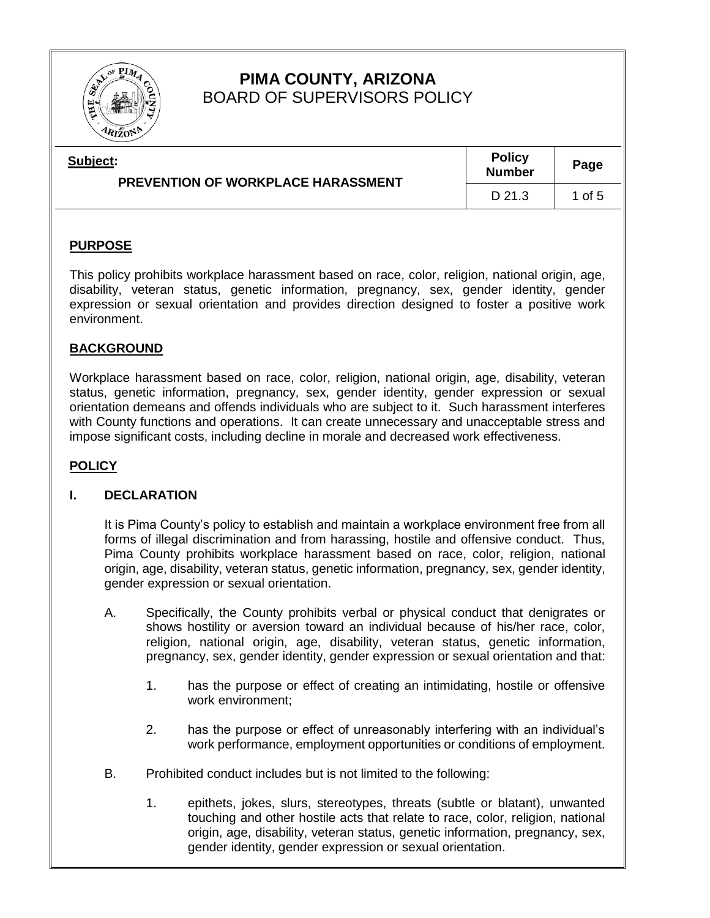# PIMA COUNTY, ARIZONA
BOARD OF SUPERVISORS POLICY

| Subject: PREVENTION OF WORKPLACE HARASSMENT | Policy Number | Page |
|---|---|---|
| | D 21.3 | 1 of 5 |

## PURPOSE

This policy prohibits workplace harassment based on race, color, religion, national origin, age, disability, veteran status, genetic information, pregnancy, sex, gender identity, gender expression or sexual orientation and provides direction designed to foster a positive work environment.

## BACKGROUND

Workplace harassment based on race, color, religion, national origin, age, disability, veteran status, genetic information, pregnancy, sex, gender identity, gender expression or sexual orientation demeans and offends individuals who are subject to it. Such harassment interferes with County functions and operations. It can create unnecessary and unacceptable stress and impose significant costs, including decline in morale and decreased work effectiveness.

## POLICY

### I. DECLARATION

It is Pima County's policy to establish and maintain a workplace environment free from all forms of illegal discrimination and from harassing, hostile and offensive conduct. Thus, Pima County prohibits workplace harassment based on race, color, religion, national origin, age, disability, veteran status, genetic information, pregnancy, sex, gender identity, gender expression or sexual orientation.

A. Specifically, the County prohibits verbal or physical conduct that denigrates or shows hostility or aversion toward an individual because of his/her race, color, religion, national origin, age, disability, veteran status, genetic information, pregnancy, sex, gender identity, gender expression or sexual orientation and that:

1. has the purpose or effect of creating an intimidating, hostile or offensive work environment;

2. has the purpose or effect of unreasonably interfering with an individual's work performance, employment opportunities or conditions of employment.

B. Prohibited conduct includes but is not limited to the following:

1. epithets, jokes, slurs, stereotypes, threats (subtle or blatant), unwanted touching and other hostile acts that relate to race, color, religion, national origin, age, disability, veteran status, genetic information, pregnancy, sex, gender identity, gender expression or sexual orientation.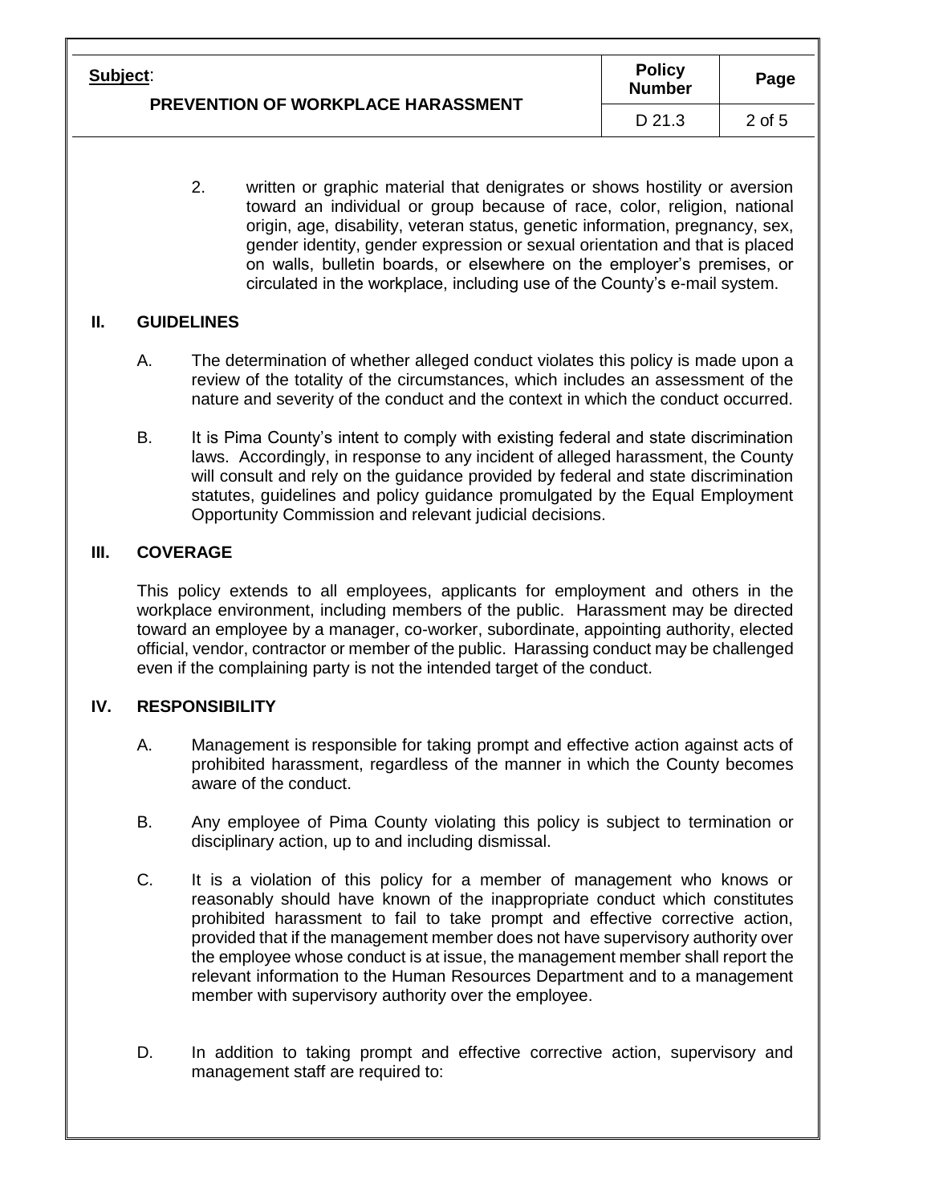2. written or graphic material that denigrates or shows hostility or aversion toward an individual or group because of race, color, religion, national origin, age, disability, veteran status, genetic information, pregnancy, sex, gender identity, gender expression or sexual orientation and that is placed on walls, bulletin boards, or elsewhere on the employer's premises, or circulated in the workplace, including use of the County's e-mail system.

## II. GUIDELINES

A. The determination of whether alleged conduct violates this policy is made upon a review of the totality of the circumstances, which includes an assessment of the nature and severity of the conduct and the context in which the conduct occurred.

B. It is Pima County's intent to comply with existing federal and state discrimination laws. Accordingly, in response to any incident of alleged harassment, the County will consult and rely on the guidance provided by federal and state discrimination statutes, guidelines and policy guidance promulgated by the Equal Employment Opportunity Commission and relevant judicial decisions.

## III. COVERAGE

This policy extends to all employees, applicants for employment and others in the workplace environment, including members of the public. Harassment may be directed toward an employee by a manager, co-worker, subordinate, appointing authority, elected official, vendor, contractor or member of the public. Harassing conduct may be challenged even if the complaining party is not the intended target of the conduct.

## IV. RESPONSIBILITY

A. Management is responsible for taking prompt and effective action against acts of prohibited harassment, regardless of the manner in which the County becomes aware of the conduct.

B. Any employee of Pima County violating this policy is subject to termination or disciplinary action, up to and including dismissal.

C. It is a violation of this policy for a member of management who knows or reasonably should have known of the inappropriate conduct which constitutes prohibited harassment to fail to take prompt and effective corrective action, provided that if the management member does not have supervisory authority over the employee whose conduct is at issue, the management member shall report the relevant information to the Human Resources Department and to a management member with supervisory authority over the employee.

D. In addition to taking prompt and effective corrective action, supervisory and management staff are required to: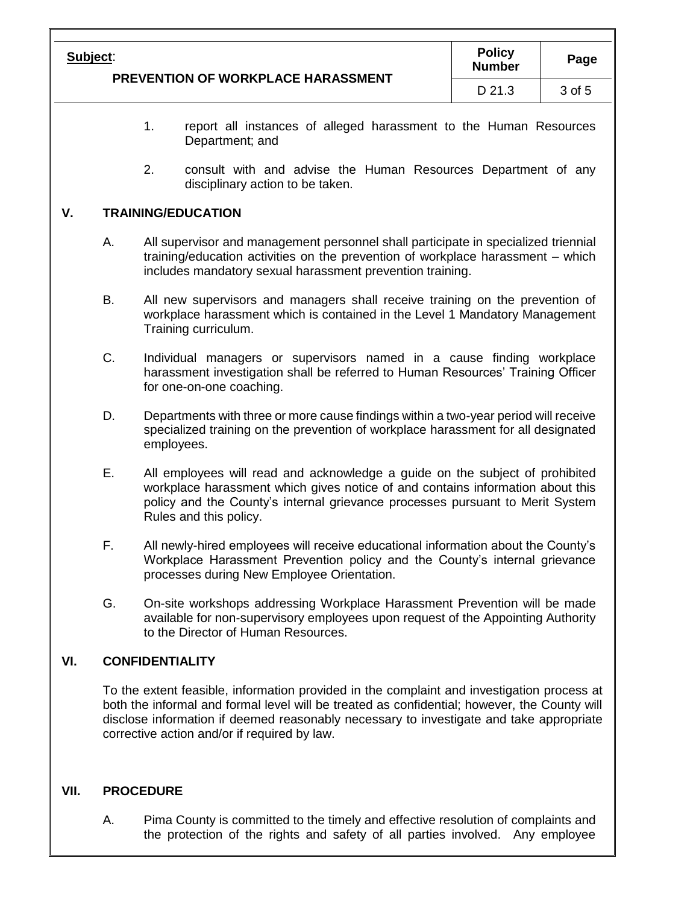1. report all instances of alleged harassment to the Human Resources Department; and

2. consult with and advise the Human Resources Department of any disciplinary action to be taken.

## V. TRAINING/EDUCATION

A. All supervisor and management personnel shall participate in specialized triennial training/education activities on the prevention of workplace harassment – which includes mandatory sexual harassment prevention training.

B. All new supervisors and managers shall receive training on the prevention of workplace harassment which is contained in the Level 1 Mandatory Management Training curriculum.

C. Individual managers or supervisors named in a cause finding workplace harassment investigation shall be referred to Human Resources' Training Officer for one-on-one coaching.

D. Departments with three or more cause findings within a two-year period will receive specialized training on the prevention of workplace harassment for all designated employees.

E. All employees will read and acknowledge a guide on the subject of prohibited workplace harassment which gives notice of and contains information about this policy and the County's internal grievance processes pursuant to Merit System Rules and this policy.

F. All newly-hired employees will receive educational information about the County's Workplace Harassment Prevention policy and the County's internal grievance processes during New Employee Orientation.

G. On-site workshops addressing Workplace Harassment Prevention will be made available for non-supervisory employees upon request of the Appointing Authority to the Director of Human Resources.

## VI. CONFIDENTIALITY

To the extent feasible, information provided in the complaint and investigation process at both the informal and formal level will be treated as confidential; however, the County will disclose information if deemed reasonably necessary to investigate and take appropriate corrective action and/or if required by law.

## VII. PROCEDURE

A. Pima County is committed to the timely and effective resolution of complaints and the protection of the rights and safety of all parties involved. Any employee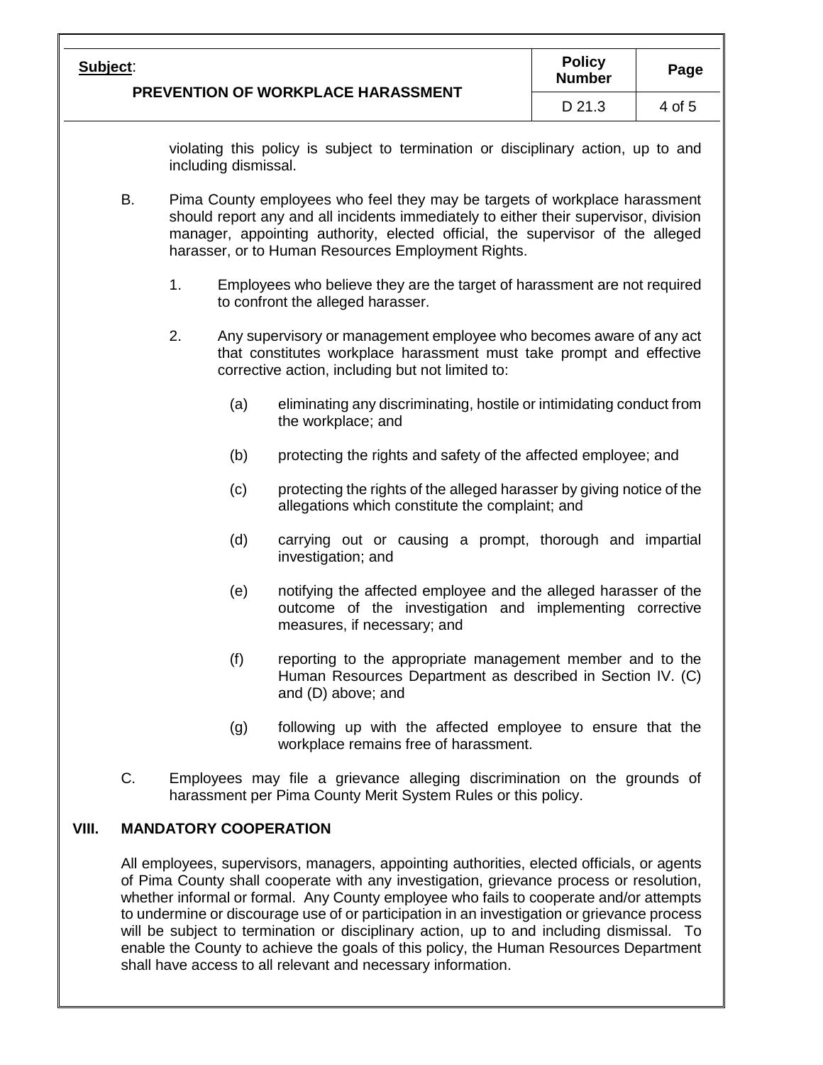violating this policy is subject to termination or disciplinary action, up to and including dismissal.

B. Pima County employees who feel they may be targets of workplace harassment should report any and all incidents immediately to either their supervisor, division manager, appointing authority, elected official, the supervisor of the alleged harasser, or to Human Resources Employment Rights.

1. Employees who believe they are the target of harassment are not required to confront the alleged harasser.

2. Any supervisory or management employee who becomes aware of any act that constitutes workplace harassment must take prompt and effective corrective action, including but not limited to:

   (a) eliminating any discriminating, hostile or intimidating conduct from the workplace; and

   (b) protecting the rights and safety of the affected employee; and

   (c) protecting the rights of the alleged harasser by giving notice of the allegations which constitute the complaint; and

   (d) carrying out or causing a prompt, thorough and impartial investigation; and

   (e) notifying the affected employee and the alleged harasser of the outcome of the investigation and implementing corrective measures, if necessary; and

   (f) reporting to the appropriate management member and to the Human Resources Department as described in Section IV. (C) and (D) above; and

   (g) following up with the affected employee to ensure that the workplace remains free of harassment.

C. Employees may file a grievance alleging discrimination on the grounds of harassment per Pima County Merit System Rules or this policy.

## VIII. MANDATORY COOPERATION

All employees, supervisors, managers, appointing authorities, elected officials, or agents of Pima County shall cooperate with any investigation, grievance process or resolution, whether informal or formal. Any County employee who fails to cooperate and/or attempts to undermine or discourage use of or participation in an investigation or grievance process will be subject to termination or disciplinary action, up to and including dismissal. To enable the County to achieve the goals of this policy, the Human Resources Department shall have access to all relevant and necessary information.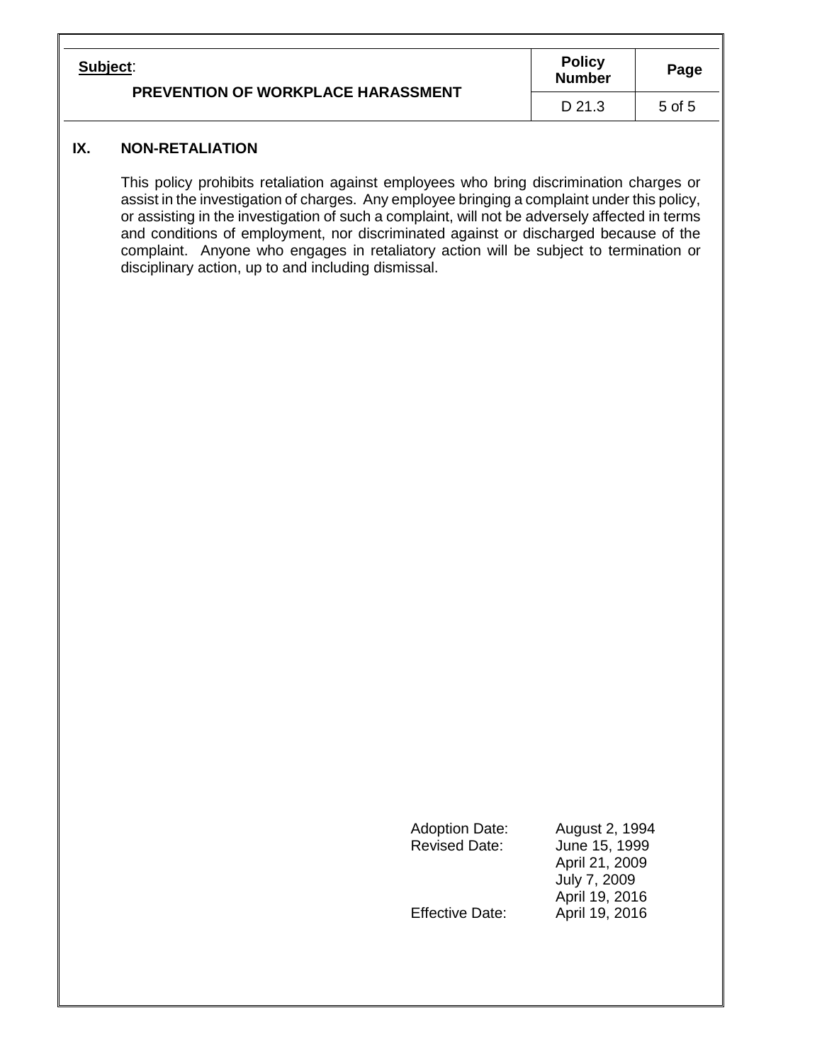## IX. NON-RETALIATION

This policy prohibits retaliation against employees who bring discrimination charges or assist in the investigation of charges. Any employee bringing a complaint under this policy, or assisting in the investigation of such a complaint, will not be adversely affected in terms and conditions of employment, nor discriminated against or discharged because of the complaint. Anyone who engages in retaliatory action will be subject to termination or disciplinary action, up to and including dismissal.

| | |
|---|---|
| Adoption Date: | August 2, 1994 |
| Revised Date: | June 15, 1999 |
| | April 21, 2009 |
| | July 7, 2009 |
| | April 19, 2016 |
| Effective Date: | April 19, 2016 |